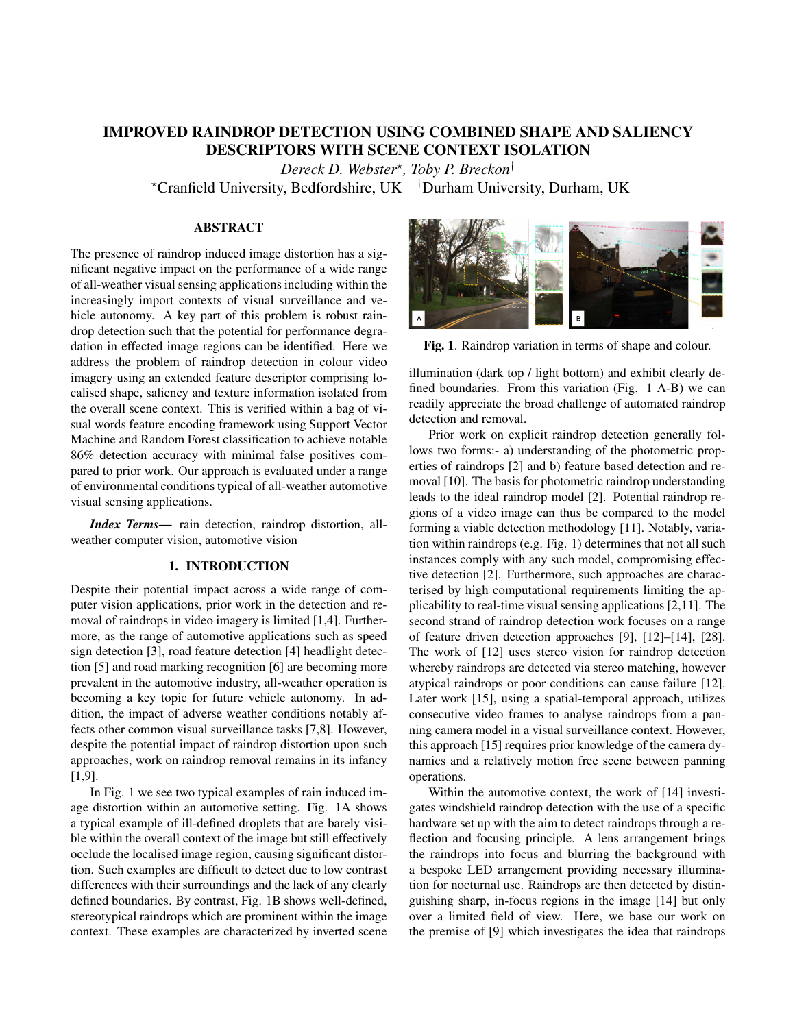# IMPROVED RAINDROP DETECTION USING COMBINED SHAPE AND SALIENCY DESCRIPTORS WITH SCENE CONTEXT ISOLATION

*Dereck D. Webster*[⋆], *Toby P. Breckon*[†]

[⋆]Cranfield University, Bedfordshire, UK [†]Durham University, Durham, UK

## ABSTRACT

The presence of raindrop induced image distortion has a significant negative impact on the performance of a wide range of all-weather visual sensing applications including within the increasingly import contexts of visual surveillance and vehicle autonomy. A key part of this problem is robust raindrop detection such that the potential for performance degradation in effected image regions can be identified. Here we address the problem of raindrop detection in colour video imagery using an extended feature descriptor comprising localised shape, saliency and texture information isolated from the overall scene context. This is verified within a bag of visual words feature encoding framework using Support Vector Machine and Random Forest classification to achieve notable 86% detection accuracy with minimal false positives compared to prior work. Our approach is evaluated under a range of environmental conditions typical of all-weather automotive visual sensing applications.

***Index Terms***— rain detection, raindrop distortion, all-weather computer vision, automotive vision

## 1. INTRODUCTION

Despite their potential impact across a wide range of computer vision applications, prior work in the detection and removal of raindrops in video imagery is limited [1,4]. Furthermore, as the range of automotive applications such as speed sign detection [3], road feature detection [4] headlight detection [5] and road marking recognition [6] are becoming more prevalent in the automotive industry, all-weather operation is becoming a key topic for future vehicle autonomy. In addition, the impact of adverse weather conditions notably affects other common visual surveillance tasks [7,8]. However, despite the potential impact of raindrop distortion upon such approaches, work on raindrop removal remains in its infancy [1,9].

In Fig. 1 we see two typical examples of rain induced image distortion within an automotive setting. Fig. 1A shows a typical example of ill-defined droplets that are barely visible within the overall context of the image but still effectively occlude the localised image region, causing significant distortion. Such examples are difficult to detect due to low contrast differences with their surroundings and the lack of any clearly defined boundaries. By contrast, Fig. 1B shows well-defined, stereotypical raindrops which are prominent within the image context. These examples are characterized by inverted scene illumination (dark top / light bottom) and exhibit clearly defined boundaries. From this variation (Fig. 1 A-B) we can readily appreciate the broad challenge of automated raindrop detection and removal.

**Fig. 1**. Raindrop variation in terms of shape and colour.

Prior work on explicit raindrop detection generally follows two forms:- a) understanding of the photometric properties of raindrops [2] and b) feature based detection and removal [10]. The basis for photometric raindrop understanding leads to the ideal raindrop model [2]. Potential raindrop regions of a video image can thus be compared to the model forming a viable detection methodology [11]. Notably, variation within raindrops (e.g. Fig. 1) determines that not all such instances comply with any such model, compromising effective detection [2]. Furthermore, such approaches are characterised by high computational requirements limiting the applicability to real-time visual sensing applications [2,11]. The second strand of raindrop detection work focuses on a range of feature driven detection approaches [9], [12]–[14], [28]. The work of [12] uses stereo vision for raindrop detection whereby raindrops are detected via stereo matching, however atypical raindrops or poor conditions can cause failure [12]. Later work [15], using a spatial-temporal approach, utilizes consecutive video frames to analyse raindrops from a panning camera model in a visual surveillance context. However, this approach [15] requires prior knowledge of the camera dynamics and a relatively motion free scene between panning operations.

Within the automotive context, the work of [14] investigates windshield raindrop detection with the use of a specific hardware set up with the aim to detect raindrops through a reflection and focusing principle. A lens arrangement brings the raindrops into focus and blurring the background with a bespoke LED arrangement providing necessary illumination for nocturnal use. Raindrops are then detected by distinguishing sharp, in-focus regions in the image [14] but only over a limited field of view. Here, we base our work on the premise of [9] which investigates the idea that raindrops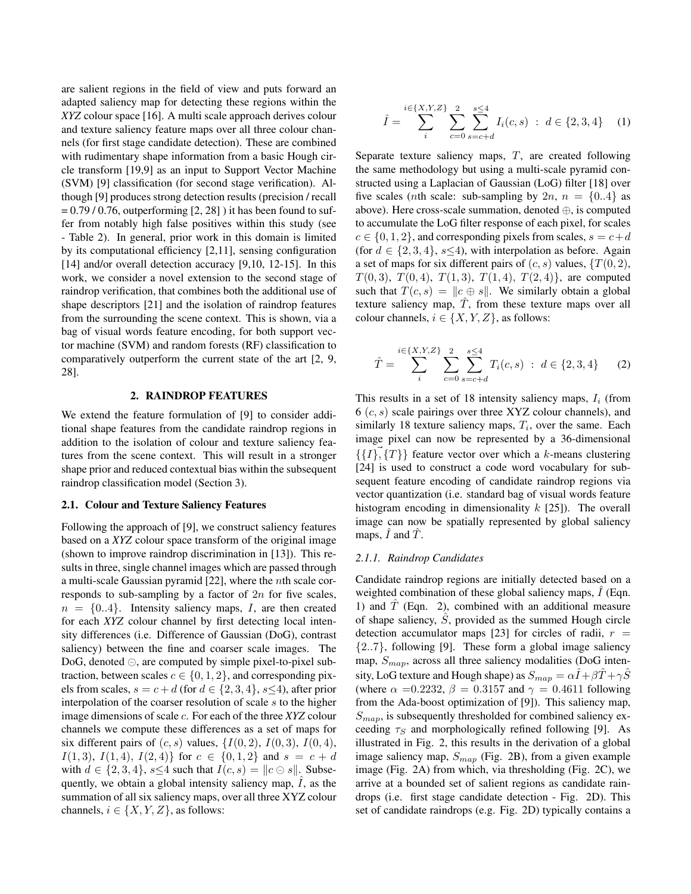are salient regions in the field of view and puts forward an adapted saliency map for detecting these regions within the *XYZ* colour space [16]. A multi scale approach derives colour and texture saliency feature maps over all three colour channels (for first stage candidate detection). These are combined with rudimentary shape information from a basic Hough circle transform [19,9] as an input to Support Vector Machine (SVM) [9] classification (for second stage verification). Although [9] produces strong detection results (precision / recall = 0.79 / 0.76, outperforming [2, 28] ) it has been found to suffer from notably high false positives within this study (see - Table 2). In general, prior work in this domain is limited by its computational efficiency [2,11], sensing configuration [14] and/or overall detection accuracy [9,10, 12-15]. In this work, we consider a novel extension to the second stage of raindrop verification, that combines both the additional use of shape descriptors [21] and the isolation of raindrop features from the surrounding the scene context. This is shown, via a bag of visual words feature encoding, for both support vector machine (SVM) and random forests (RF) classification to comparatively outperform the current state of the art [2, 9, 28].

## 2. RAINDROP FEATURES

We extend the feature formulation of [9] to consider additional shape features from the candidate raindrop regions in addition to the isolation of colour and texture saliency features from the scene context. This will result in a stronger shape prior and reduced contextual bias within the subsequent raindrop classification model (Section 3).

### 2.1. Colour and Texture Saliency Features

Following the approach of [9], we construct saliency features based on a *XYZ* colour space transform of the original image (shown to improve raindrop discrimination in [13]). This results in three, single channel images which are passed through a multi-scale Gaussian pyramid [22], where the $n$th scale corresponds to sub-sampling by a factor of $2n$ for five scales, $n = \{0..4\}$. Intensity saliency maps, $I$, are then created for each *XYZ* colour channel by first detecting local intensity differences (i.e. Difference of Gaussian (DoG), contrast saliency) between the fine and coarser scale images. The DoG, denoted $\ominus$, are computed by simple pixel-to-pixel subtraction, between scales $c \in \{0, 1, 2\}$, and corresponding pixels from scales, $s = c + d$ (for $d \in \{2, 3, 4\}$, $s \leq 4$), after prior interpolation of the coarser resolution of scale $s$ to the higher image dimensions of scale $c$. For each of the three *XYZ* colour channels we compute these differences as a set of maps for six different pairs of $(c, s)$ values, $\{I(0, 2),\ I(0, 3),\ I(0, 4),\ I(1, 3),\ I(1, 4),\ I(2, 4)\}$ for $c \in \{0, 1, 2\}$ and $s = c + d$ with $d \in \{2, 3, 4\}$, $s \leq 4$ such that $I(c, s) = \|c \ominus s\|$. Subsequently, we obtain a global intensity saliency map, $\hat{I}$, as the summation of all six saliency maps, over all three XYZ colour channels, $i \in \{X, Y, Z\}$, as follows:

$$\hat{I} = \sum_{i}^{i \in \{X,Y,Z\}} \sum_{c=0}^{2} \sum_{s=c+d}^{s \leq 4} I_i(c, s) \ : \ d \in \{2, 3, 4\} \quad (1)$$

Separate texture saliency maps, $T$, are created following the same methodology but using a multi-scale pyramid constructed using a Laplacian of Gaussian (LoG) filter [18] over five scales ($n$th scale: sub-sampling by $2n$, $n = \{0..4\}$ as above). Here cross-scale summation, denoted $\oplus$, is computed to accumulate the LoG filter response of each pixel, for scales $c \in \{0, 1, 2\}$, and corresponding pixels from scales, $s = c + d$ (for $d \in \{2, 3, 4\}$, $s \leq 4$), with interpolation as before. Again a set of maps for six different pairs of $(c, s)$ values, $\{T(0, 2),\ T(0, 3),\ T(0, 4),\ T(1, 3),\ T(1, 4),\ T(2, 4)\}$, are computed such that $T(c, s) = \|c \oplus s\|$. We similarly obtain a global texture saliency map, $\hat{T}$, from these texture maps over all colour channels, $i \in \{X, Y, Z\}$, as follows:

$$\hat{T} = \sum_{i}^{i \in \{X,Y,Z\}} \sum_{c=0}^{2} \sum_{s=c+d}^{s \leq 4} T_i(c, s) \ : \ d \in \{2, 3, 4\} \quad (2)$$

This results in a set of 18 intensity saliency maps, $I_i$ (from 6 $(c, s)$ scale pairings over three XYZ colour channels), and similarly 18 texture saliency maps, $T_i$, over the same. Each image pixel can now be represented by a 36-dimensional $\vec{\{\{I\}, \{T\}\}}$ feature vector over which a $k$-means clustering [24] is used to construct a code word vocabulary for subsequent feature encoding of candidate raindrop regions via vector quantization (i.e. standard bag of visual words feature histogram encoding in dimensionality $k$ [25]). The overall image can now be spatially represented by global saliency maps, $\hat{I}$ and $\hat{T}$.

#### 2.1.1. Raindrop Candidates

Candidate raindrop regions are initially detected based on a weighted combination of these global saliency maps, $\hat{I}$ (Eqn. 1) and $\hat{T}$ (Eqn. 2), combined with an additional measure of shape saliency, $\hat{S}$, provided as the summed Hough circle detection accumulator maps [23] for circles of radii, $r = \{2..7\}$, following [9]. These form a global image saliency map, $S_{map}$, across all three saliency modalities (DoG intensity, LoG texture and Hough shape) as $S_{map} = \alpha\hat{I} + \beta\hat{T} + \gamma\hat{S}$ (where $\alpha = 0.2232$, $\beta = 0.3157$ and $\gamma = 0.4611$ following from the Ada-boost optimization of [9]). This saliency map, $S_{map}$, is subsequently thresholded for combined saliency exceeding $\tau_S$ and morphologically refined following [9]. As illustrated in Fig. 2, this results in the derivation of a global image saliency map, $S_{map}$ (Fig. 2B), from a given example image (Fig. 2A) from which, via thresholding (Fig. 2C), we arrive at a bounded set of salient regions as candidate raindrops (i.e. first stage candidate detection - Fig. 2D). This set of candidate raindrops (e.g. Fig. 2D) typically contains a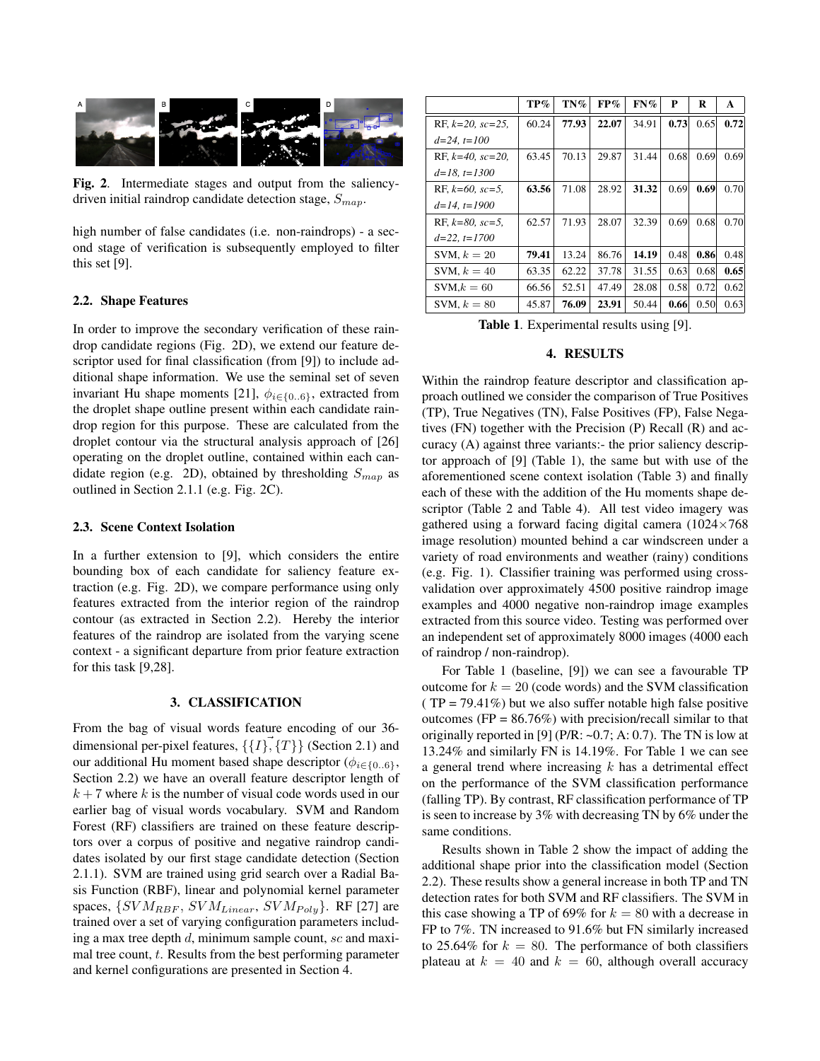Fig. 2. Intermediate stages and output from the saliency-driven initial raindrop candidate detection stage, $S_{map}$.

high number of false candidates (i.e. non-raindrops) - a second stage of verification is subsequently employed to filter this set [9].

### 2.2. Shape Features

In order to improve the secondary verification of these raindrop candidate regions (Fig. 2D), we extend our feature descriptor used for final classification (from [9]) to include additional shape information. We use the seminal set of seven invariant Hu shape moments [21], $\phi_{i\in\{0..6\}}$, extracted from the droplet shape outline present within each candidate raindrop region for this purpose. These are calculated from the droplet contour via the structural analysis approach of [26] operating on the droplet outline, contained within each candidate region (e.g. 2D), obtained by thresholding $S_{map}$ as outlined in Section 2.1.1 (e.g. Fig. 2C).

### 2.3. Scene Context Isolation

In a further extension to [9], which considers the entire bounding box of each candidate for saliency feature extraction (e.g. Fig. 2D), we compare performance using only features extracted from the interior region of the raindrop contour (as extracted in Section 2.2). Hereby the interior features of the raindrop are isolated from the varying scene context - a significant departure from prior feature extraction for this task [9,28].

## 3. CLASSIFICATION

From the bag of visual words feature encoding of our 36-dimensional per-pixel features, $\{\{I\}, \vec{\{T\}}\}$ (Section 2.1) and our additional Hu moment based shape descriptor ($\phi_{i\in\{0..6\}}$, Section 2.2) we have an overall feature descriptor length of $k+7$ where $k$ is the number of visual code words used in our earlier bag of visual words vocabulary. SVM and Random Forest (RF) classifiers are trained on these feature descriptors over a corpus of positive and negative raindrop candidates isolated by our first stage candidate detection (Section 2.1.1). SVM are trained using grid search over a Radial Basis Function (RBF), linear and polynomial kernel parameter spaces, $\{SVM_{RBF}, SVM_{Linear}, SVM_{Poly}\}$. RF [27] are trained over a set of varying configuration parameters including a max tree depth $d$, minimum sample count, $sc$ and maximal tree count, $t$. Results from the best performing parameter and kernel configurations are presented in Section 4.

| | TP% | TN% | FP% | FN% | P | R | A |
|---|---|---|---|---|---|---|---|
| RF, $k$=20, $sc$=25, $d$=24, $t$=100 | 60.24 | **77.93** | **22.07** | 34.91 | **0.73** | 0.65 | **0.72** |
| RF, $k$=40, $sc$=20, $d$=18, $t$=1300 | 63.45 | 70.13 | 29.87 | 31.44 | 0.68 | 0.69 | 0.69 |
| RF, $k$=60, $sc$=5, $d$=14, $t$=1900 | **63.56** | 71.08 | 28.92 | **31.32** | 0.69 | **0.69** | 0.70 |
| RF, $k$=80, $sc$=5, $d$=22, $t$=1700 | 62.57 | 71.93 | 28.07 | 32.39 | 0.69 | 0.68 | 0.70 |
| SVM, $k=20$ | **79.41** | 13.24 | 86.76 | **14.19** | 0.48 | **0.86** | 0.48 |
| SVM, $k=40$ | 63.35 | 62.22 | 37.78 | 31.55 | 0.63 | 0.68 | **0.65** |
| SVM, $k=60$ | 66.56 | 52.51 | 47.49 | 28.08 | 0.58 | 0.72 | 0.62 |
| SVM, $k=80$ | 45.87 | **76.09** | **23.91** | 50.44 | **0.66** | 0.50 | 0.63 |

**Table 1**. Experimental results using [9].

## 4. RESULTS

Within the raindrop feature descriptor and classification approach outlined we consider the comparison of True Positives (TP), True Negatives (TN), False Positives (FP), False Negatives (FN) together with the Precision (P) Recall (R) and accuracy (A) against three variants:- the prior saliency descriptor approach of [9] (Table 1), the same but with use of the aforementioned scene context isolation (Table 3) and finally each of these with the addition of the Hu moments shape descriptor (Table 2 and Table 4). All test video imagery was gathered using a forward facing digital camera (1024×768 image resolution) mounted behind a car windscreen under a variety of road environments and weather (rainy) conditions (e.g. Fig. 1). Classifier training was performed using cross-validation over approximately 4500 positive raindrop image examples and 4000 negative non-raindrop image examples extracted from this source video. Testing was performed over an independent set of approximately 8000 images (4000 each of raindrop / non-raindrop).

For Table 1 (baseline, [9]) we can see a favourable TP outcome for $k=20$ (code words) and the SVM classification ( TP = 79.41%) but we also suffer notable high false positive outcomes (FP = 86.76%) with precision/recall similar to that originally reported in [9] (P/R: ~0.7; A: 0.7). The TN is low at 13.24% and similarly FN is 14.19%. For Table 1 we can see a general trend where increasing $k$ has a detrimental effect on the performance of the SVM classification performance (falling TP). By contrast, RF classification performance of TP is seen to increase by 3% with decreasing TN by 6% under the same conditions.

Results shown in Table 2 show the impact of adding the additional shape prior into the classification model (Section 2.2). These results show a general increase in both TP and TN detection rates for both SVM and RF classifiers. The SVM in this case showing a TP of 69% for $k=80$ with a decrease in FP to 7%. TN increased to 91.6% but FN similarly increased to 25.64% for $k=80$. The performance of both classifiers plateau at $k=40$ and $k=60$, although overall accuracy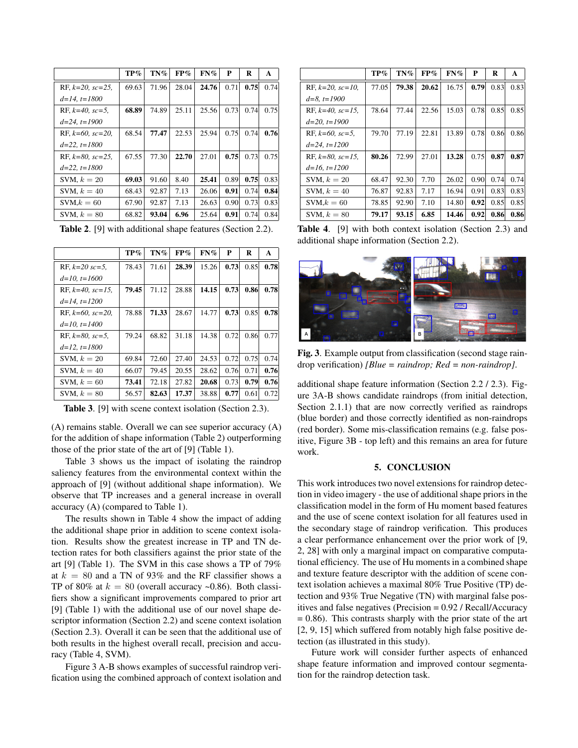|  | TP% | TN% | FP% | FN% | P | R | A |
|---|---|---|---|---|---|---|---|
| RF, *k=20, sc=25, d=14, t=1800* | 69.63 | 71.96 | 28.04 | **24.76** | 0.71 | **0.75** | 0.74 |
| RF, *k=40, sc=5, d=24, t=1900* | **68.89** | 74.89 | 25.11 | 25.56 | 0.73 | 0.74 | 0.75 |
| RF, *k=60, sc=20, d=22, t=1800* | 68.54 | **77.47** | 22.53 | 25.94 | 0.75 | 0.74 | **0.76** |
| RF, *k=80, sc=25, d=22, t=1800* | 67.55 | 77.30 | **22.70** | 27.01 | **0.75** | 0.73 | 0.75 |
| SVM, $k = 20$ | **69.03** | 91.60 | 8.40 | **25.41** | 0.89 | **0.75** | 0.83 |
| SVM, $k = 40$ | 68.43 | 92.87 | 7.13 | 26.06 | **0.91** | 0.74 | **0.84** |
| SVM,$k = 60$ | 67.90 | 92.87 | 7.13 | 26.63 | 0.90 | 0.73 | 0.83 |
| SVM, $k = 80$ | 68.82 | **93.04** | **6.96** | 25.64 | **0.91** | 0.74 | 0.84 |

**Table 2**. [9] with additional shape features (Section 2.2).

|  | TP% | TN% | FP% | FN% | P | R | A |
|---|---|---|---|---|---|---|---|
| RF, *k=20 sc=5, d=10, t=1600* | 78.43 | 71.61 | **28.39** | 15.26 | **0.73** | 0.85 | **0.78** |
| RF, *k=40, sc=15, d=14, t=1200* | **79.45** | 71.12 | 28.88 | **14.15** | **0.73** | **0.86** | **0.78** |
| RF, *k=60, sc=20, d=10, t=1400* | 78.88 | **71.33** | 28.67 | 14.77 | **0.73** | 0.85 | **0.78** |
| RF, *k=80, sc=5, d=12, t=1800* | 79.24 | 68.82 | 31.18 | 14.38 | 0.72 | 0.86 | 0.77 |
| SVM, $k = 20$ | 69.84 | 72.60 | 27.40 | 24.53 | 0.72 | 0.75 | 0.74 |
| SVM, $k = 40$ | 66.07 | 79.45 | 20.55 | 28.62 | 0.76 | 0.71 | **0.76** |
| SVM, $k = 60$ | **73.41** | 72.18 | 27.82 | **20.68** | 0.73 | **0.79** | **0.76** |
| SVM, $k = 80$ | 56.57 | **82.63** | **17.37** | 38.88 | **0.77** | 0.61 | 0.72 |

**Table 3**. [9] with scene context isolation (Section 2.3).

(A) remains stable. Overall we can see superior accuracy (A) for the addition of shape information (Table 2) outperforming those of the prior state of the art of [9] (Table 1).

Table 3 shows us the impact of isolating the raindrop saliency features from the environmental context within the approach of [9] (without additional shape information). We observe that TP increases and a general increase in overall accuracy (A) (compared to Table 1).

The results shown in Table 4 show the impact of adding the additional shape prior in addition to scene context isolation. Results show the greatest increase in TP and TN detection rates for both classifiers against the prior state of the art [9] (Table 1). The SVM in this case shows a TP of 79% at $k = 80$ and a TN of 93% and the RF classifier shows a TP of 80% at $k = 80$ (overall accuracy ~0.86). Both classifiers show a significant improvements compared to prior art [9] (Table 1) with the additional use of our novel shape descriptor information (Section 2.2) and scene context isolation (Section 2.3). Overall it can be seen that the additional use of both results in the highest overall recall, precision and accuracy (Table 4, SVM).

Figure 3 A-B shows examples of successful raindrop verification using the combined approach of context isolation and additional shape feature information (Section 2.2 / 2.3). Figure 3A-B shows candidate raindrops (from initial detection, Section 2.1.1) that are now correctly verified as raindrops (blue border) and those correctly identified as non-raindrops (red border). Some mis-classification remains (e.g. false positive, Figure 3B - top left) and this remains an area for future work.

|  | TP% | TN% | FP% | FN% | P | R | A |
|---|---|---|---|---|---|---|---|
| RF, *k=20, sc=10, d=8, t=1900* | 77.05 | **79.38** | **20.62** | 16.75 | **0.79** | 0.83 | 0.83 |
| RF, *k=40, sc=15, d=20, t=1900* | 78.64 | 77.44 | 22.56 | 15.03 | 0.78 | 0.85 | 0.85 |
| RF, *k=60, sc=5, d=24, t=1200* | 79.70 | 77.19 | 22.81 | 13.89 | 0.78 | 0.86 | 0.86 |
| RF, *k=80, sc=15, d=16, t=1200* | **80.26** | 72.99 | 27.01 | **13.28** | 0.75 | **0.87** | **0.87** |
| SVM, $k = 20$ | 68.47 | 92.30 | 7.70 | 26.02 | 0.90 | 0.74 | 0.74 |
| SVM, $k = 40$ | 76.87 | 92.83 | 7.17 | 16.94 | 0.91 | 0.83 | 0.83 |
| SVM,$k = 60$ | 78.85 | 92.90 | 7.10 | 14.80 | **0.92** | 0.85 | 0.85 |
| SVM, $k = 80$ | **79.17** | **93.15** | **6.85** | **14.46** | **0.92** | **0.86** | **0.86** |

**Table 4**. [9] with both context isolation (Section 2.3) and additional shape information (Section 2.2).

**Fig. 3**. Example output from classification (second stage raindrop verification) *[Blue = raindrop; Red = non-raindrop]*.

## 5. CONCLUSION

This work introduces two novel extensions for raindrop detection in video imagery - the use of additional shape priors in the classification model in the form of Hu moment based features and the use of scene context isolation for all features used in the secondary stage of raindrop verification. This produces a clear performance enhancement over the prior work of [9, 2, 28] with only a marginal impact on comparative computational efficiency. The use of Hu moments in a combined shape and texture feature descriptor with the addition of scene context isolation achieves a maximal 80% True Positive (TP) detection and 93% True Negative (TN) with marginal false positives and false negatives (Precision = 0.92 / Recall/Accuracy = 0.86). This contrasts sharply with the prior state of the art [2, 9, 15] which suffered from notably high false positive detection (as illustrated in this study).

Future work will consider further aspects of enhanced shape feature information and improved contour segmentation for the raindrop detection task.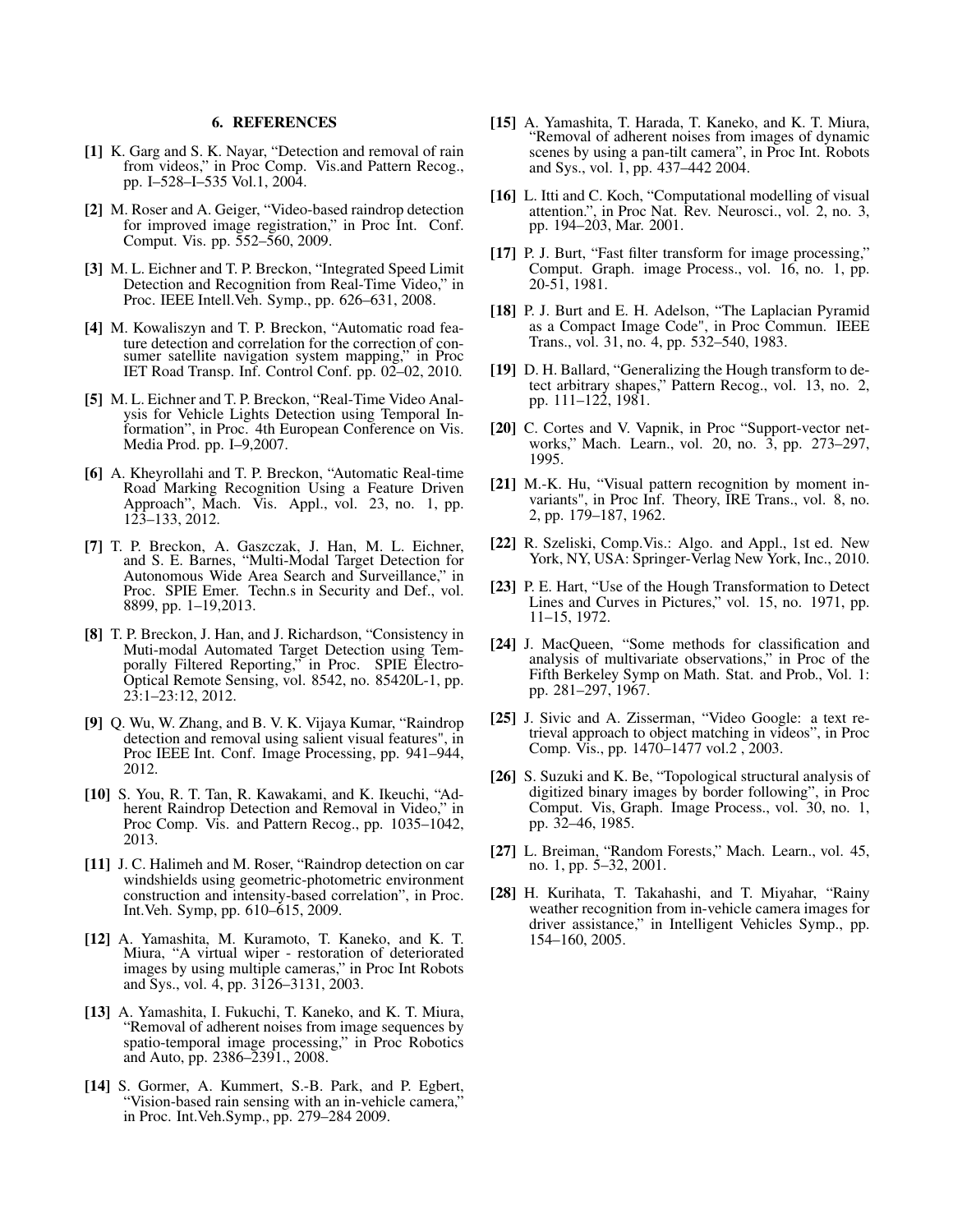## 6. REFERENCES

**[1]** K. Garg and S. K. Nayar, "Detection and removal of rain from videos," in Proc Comp. Vis.and Pattern Recog., pp. I–528–I–535 Vol.1, 2004.

**[2]** M. Roser and A. Geiger, "Video-based raindrop detection for improved image registration," in Proc Int. Conf. Comput. Vis. pp. 552–560, 2009.

**[3]** M. L. Eichner and T. P. Breckon, "Integrated Speed Limit Detection and Recognition from Real-Time Video," in Proc. IEEE Intell.Veh. Symp., pp. 626–631, 2008.

**[4]** M. Kowaliszyn and T. P. Breckon, "Automatic road feature detection and correlation for the correction of consumer satellite navigation system mapping," in Proc IET Road Transp. Inf. Control Conf. pp. 02–02, 2010.

**[5]** M. L. Eichner and T. P. Breckon, "Real-Time Video Analysis for Vehicle Lights Detection using Temporal Information", in Proc. 4th European Conference on Vis. Media Prod. pp. I–9,2007.

**[6]** A. Kheyrollahi and T. P. Breckon, "Automatic Real-time Road Marking Recognition Using a Feature Driven Approach", Mach. Vis. Appl., vol. 23, no. 1, pp. 123–133, 2012.

**[7]** T. P. Breckon, A. Gaszczak, J. Han, M. L. Eichner, and S. E. Barnes, "Multi-Modal Target Detection for Autonomous Wide Area Search and Surveillance," in Proc. SPIE Emer. Techn.s in Security and Def., vol. 8899, pp. 1–19,2013.

**[8]** T. P. Breckon, J. Han, and J. Richardson, "Consistency in Muti-modal Automated Target Detection using Temporally Filtered Reporting," in Proc. SPIE Electro-Optical Remote Sensing, vol. 8542, no. 85420L-1, pp. 23:1–23:12, 2012.

**[9]** Q. Wu, W. Zhang, and B. V. K. Vijaya Kumar, "Raindrop detection and removal using salient visual features", in Proc IEEE Int. Conf. Image Processing, pp. 941–944, 2012.

**[10]** S. You, R. T. Tan, R. Kawakami, and K. Ikeuchi, "Adherent Raindrop Detection and Removal in Video," in Proc Comp. Vis. and Pattern Recog., pp. 1035–1042, 2013.

**[11]** J. C. Halimeh and M. Roser, "Raindrop detection on car windshields using geometric-photometric environment construction and intensity-based correlation", in Proc. Int.Veh. Symp, pp. 610–615, 2009.

**[12]** A. Yamashita, M. Kuramoto, T. Kaneko, and K. T. Miura, "A virtual wiper - restoration of deteriorated images by using multiple cameras," in Proc Int Robots and Sys., vol. 4, pp. 3126–3131, 2003.

**[13]** A. Yamashita, I. Fukuchi, T. Kaneko, and K. T. Miura, "Removal of adherent noises from image sequences by spatio-temporal image processing," in Proc Robotics and Auto, pp. 2386–2391., 2008.

**[14]** S. Gormer, A. Kummert, S.-B. Park, and P. Egbert, "Vision-based rain sensing with an in-vehicle camera," in Proc. Int.Veh.Symp., pp. 279–284 2009.

**[15]** A. Yamashita, T. Harada, T. Kaneko, and K. T. Miura, "Removal of adherent noises from images of dynamic scenes by using a pan-tilt camera", in Proc Int. Robots and Sys., vol. 1, pp. 437–442 2004.

**[16]** L. Itti and C. Koch, "Computational modelling of visual attention.", in Proc Nat. Rev. Neurosci., vol. 2, no. 3, pp. 194–203, Mar. 2001.

**[17]** P. J. Burt, "Fast filter transform for image processing," Comput. Graph. image Process., vol. 16, no. 1, pp. 20-51, 1981.

**[18]** P. J. Burt and E. H. Adelson, "The Laplacian Pyramid as a Compact Image Code", in Proc Commun. IEEE Trans., vol. 31, no. 4, pp. 532–540, 1983.

**[19]** D. H. Ballard, "Generalizing the Hough transform to detect arbitrary shapes," Pattern Recog., vol. 13, no. 2, pp. 111–122, 1981.

**[20]** C. Cortes and V. Vapnik, in Proc "Support-vector networks," Mach. Learn., vol. 20, no. 3, pp. 273–297, 1995.

**[21]** M.-K. Hu, "Visual pattern recognition by moment invariants", in Proc Inf. Theory, IRE Trans., vol. 8, no. 2, pp. 179–187, 1962.

**[22]** R. Szeliski, Comp.Vis.: Algo. and Appl., 1st ed. New York, NY, USA: Springer-Verlag New York, Inc., 2010.

**[23]** P. E. Hart, "Use of the Hough Transformation to Detect Lines and Curves in Pictures," vol. 15, no. 1971, pp. 11–15, 1972.

**[24]** J. MacQueen, "Some methods for classification and analysis of multivariate observations," in Proc of the Fifth Berkeley Symp on Math. Stat. and Prob., Vol. 1: pp. 281–297, 1967.

**[25]** J. Sivic and A. Zisserman, "Video Google: a text retrieval approach to object matching in videos", in Proc Comp. Vis., pp. 1470–1477 vol.2 , 2003.

**[26]** S. Suzuki and K. Be, "Topological structural analysis of digitized binary images by border following", in Proc Comput. Vis, Graph. Image Process., vol. 30, no. 1, pp. 32–46, 1985.

**[27]** L. Breiman, "Random Forests," Mach. Learn., vol. 45, no. 1, pp. 5–32, 2001.

**[28]** H. Kurihata, T. Takahashi, and T. Miyahar, "Rainy weather recognition from in-vehicle camera images for driver assistance," in Intelligent Vehicles Symp., pp. 154–160, 2005.